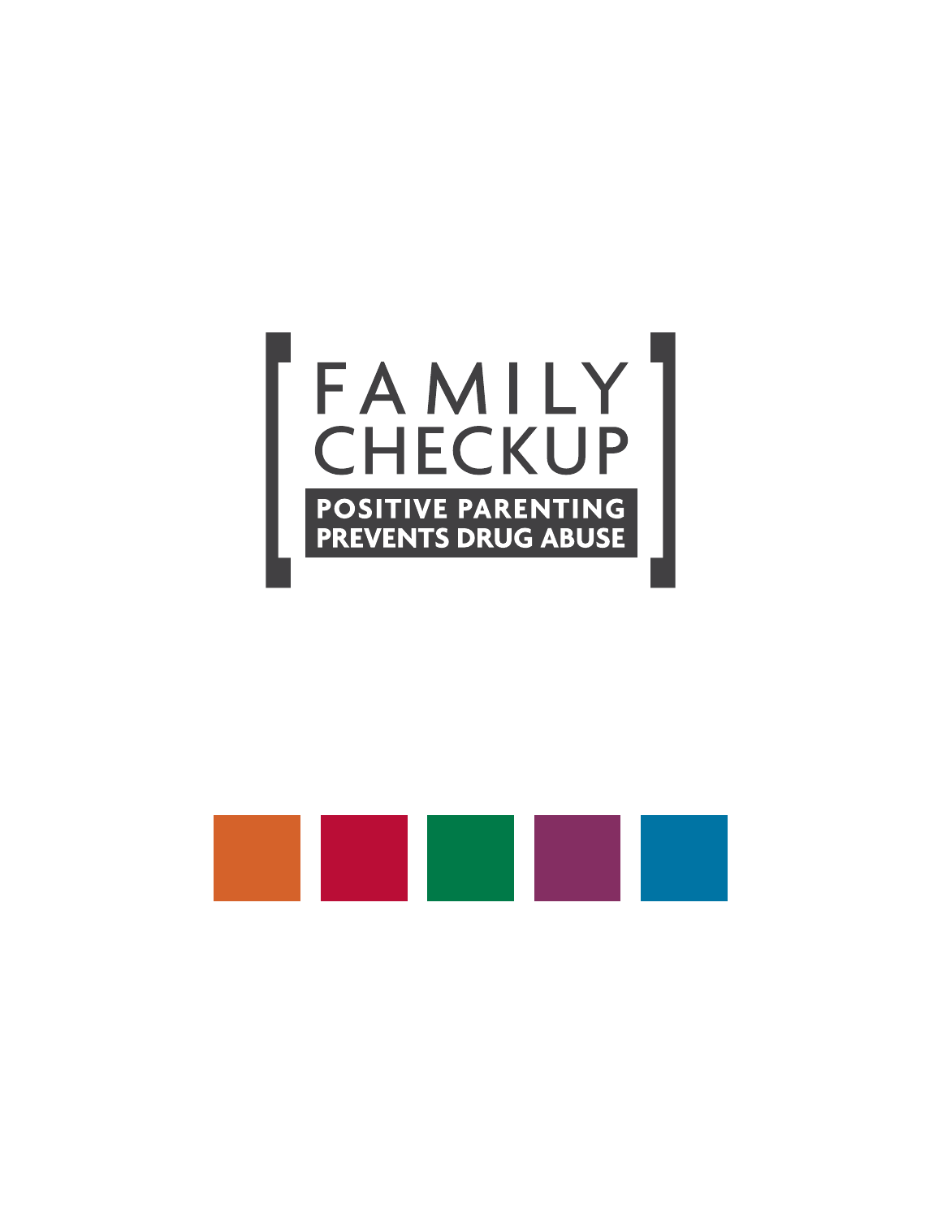# FAMILY CHECKUP

**POSITIVE PARENTING PREVENTS DRUG ABUSE**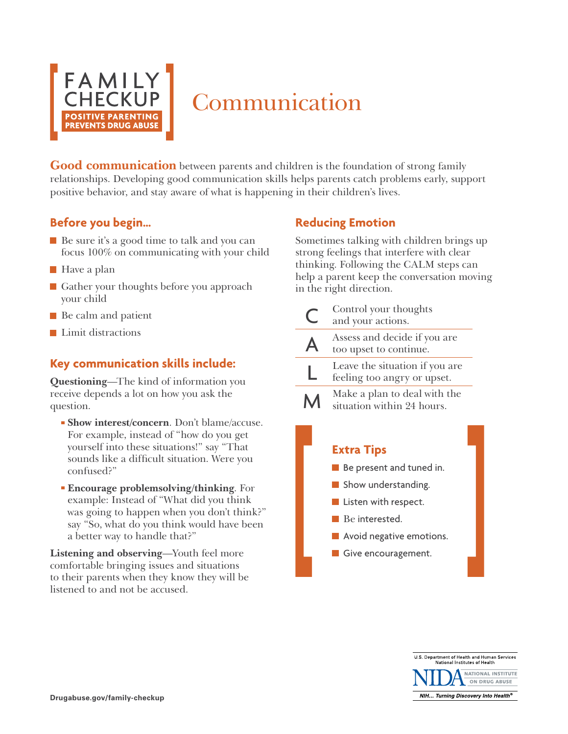FAMILY CHECKUP
POSITIVE PARENTING PREVENTS DRUG ABUSE

# Communication

**Good communication** between parents and children is the foundation of strong family relationships. Developing good communication skills helps parents catch problems early, support positive behavior, and stay aware of what is happening in their children's lives.

## Before you begin...

- Be sure it's a good time to talk and you can focus 100% on communicating with your child
- Have a plan
- Gather your thoughts before you approach your child
- Be calm and patient
- Limit distractions

## Key communication skills include:

**Questioning**—The kind of information you receive depends a lot on how you ask the question.

- **Show interest/concern**. Don't blame/accuse. For example, instead of "how do you get yourself into these situations!" say "That sounds like a difficult situation. Were you confused?"
- **Encourage problemsolving/thinking**. For example: Instead of "What did you think was going to happen when you don't think?" say "So, what do you think would have been a better way to handle that?"

**Listening and observing**—Youth feel more comfortable bringing issues and situations to their parents when they know they will be listened to and not be accused.

## Reducing Emotion

Sometimes talking with children brings up strong feelings that interfere with clear thinking. Following the CALM steps can help a parent keep the conversation moving in the right direction.

- **C** Control your thoughts and your actions.
- **A** Assess and decide if you are too upset to continue.
- **L** Leave the situation if you are feeling too angry or upset.
- **M** Make a plan to deal with the situation within 24 hours.

## Extra Tips

- Be present and tuned in.
- Show understanding.
- Listen with respect.
- Be interested.
- Avoid negative emotions.
- Give encouragement.

Drugabuse.gov/family-checkup

U.S. Department of Health and Human Services
National Institutes of Health
NIDA NATIONAL INSTITUTE ON DRUG ABUSE
NIH... Turning Discovery Into Health®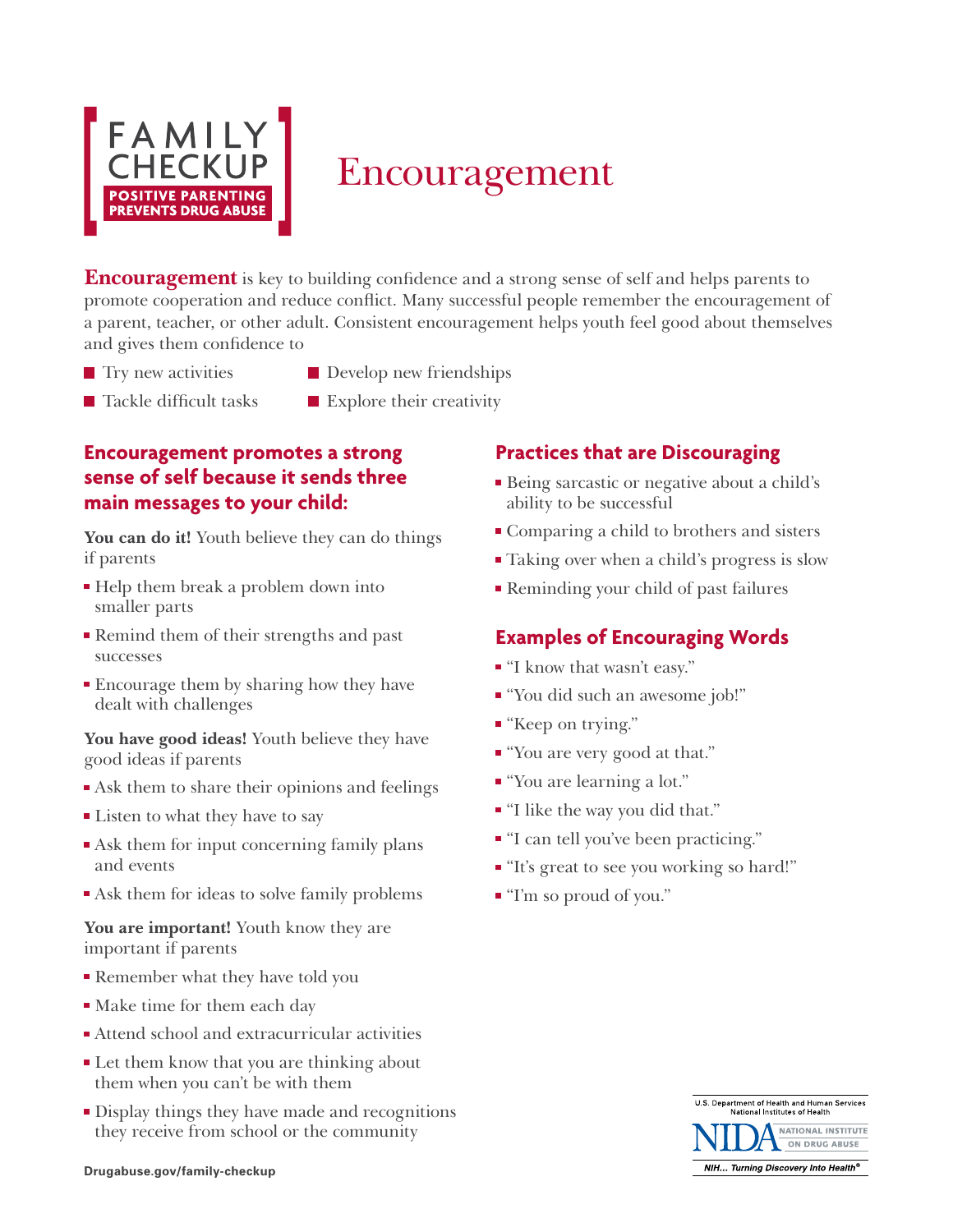FAMILY CHECKUP

POSITIVE PARENTING PREVENTS DRUG ABUSE

# Encouragement

**Encouragement** is key to building confidence and a strong sense of self and helps parents to promote cooperation and reduce conflict. Many successful people remember the encouragement of a parent, teacher, or other adult. Consistent encouragement helps youth feel good about themselves and gives them confidence to

- Try new activities
- Tackle difficult tasks
- Develop new friendships
- Explore their creativity

## Encouragement promotes a strong sense of self because it sends three main messages to your child:

**You can do it!** Youth believe they can do things if parents

- Help them break a problem down into smaller parts
- Remind them of their strengths and past successes
- Encourage them by sharing how they have dealt with challenges

**You have good ideas!** Youth believe they have good ideas if parents

- Ask them to share their opinions and feelings
- Listen to what they have to say
- Ask them for input concerning family plans and events
- Ask them for ideas to solve family problems

**You are important!** Youth know they are important if parents

- Remember what they have told you
- Make time for them each day
- Attend school and extracurricular activities
- Let them know that you are thinking about them when you can't be with them
- Display things they have made and recognitions they receive from school or the community

## Practices that are Discouraging

- Being sarcastic or negative about a child's ability to be successful
- Comparing a child to brothers and sisters
- Taking over when a child's progress is slow
- Reminding your child of past failures

## Examples of Encouraging Words

- "I know that wasn't easy."
- "You did such an awesome job!"
- "Keep on trying."
- "You are very good at that."
- "You are learning a lot."
- "I like the way you did that."
- "I can tell you've been practicing."
- "It's great to see you working so hard!"
- "I'm so proud of you."

Drugabuse.gov/family-checkup

U.S. Department of Health and Human Services
National Institutes of Health
NIDA NATIONAL INSTITUTE ON DRUG ABUSE
NIH... Turning Discovery Into Health®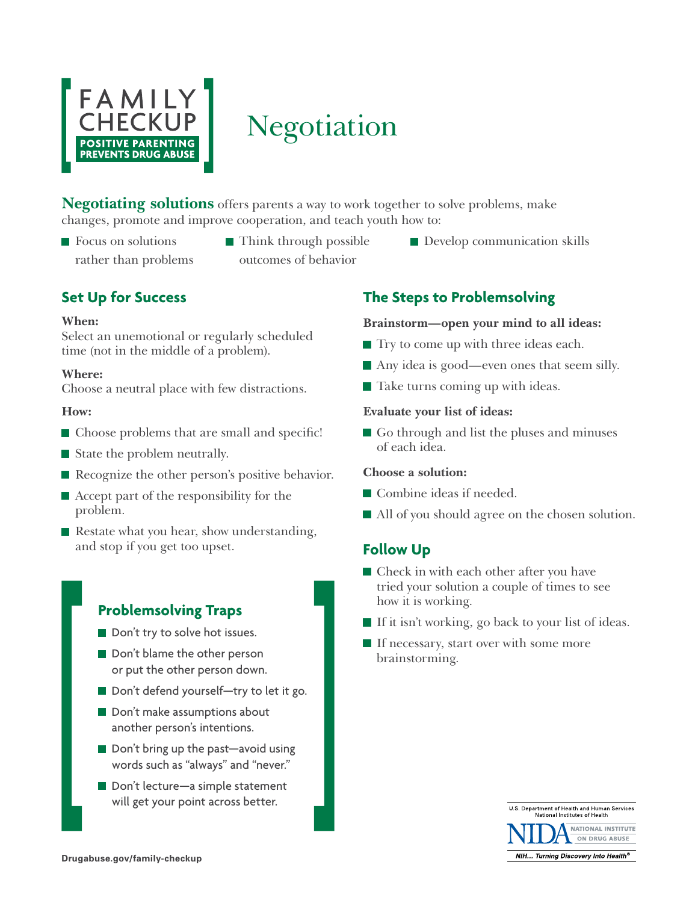# Negotiation

FAMILY CHECKUP
POSITIVE PARENTING PREVENTS DRUG ABUSE

**Negotiating solutions** offers parents a way to work together to solve problems, make changes, promote and improve cooperation, and teach youth how to:

- Focus on solutions rather than problems
- Think through possible outcomes of behavior
- Develop communication skills

## Set Up for Success

**When:**
Select an unemotional or regularly scheduled time (not in the middle of a problem).

**Where:**
Choose a neutral place with few distractions.

**How:**

- Choose problems that are small and specific!
- State the problem neutrally.
- Recognize the other person's positive behavior.
- Accept part of the responsibility for the problem.
- Restate what you hear, show understanding, and stop if you get too upset.

## Problemsolving Traps

- Don't try to solve hot issues.
- Don't blame the other person or put the other person down.
- Don't defend yourself—try to let it go.
- Don't make assumptions about another person's intentions.
- Don't bring up the past—avoid using words such as "always" and "never."
- Don't lecture—a simple statement will get your point across better.

## The Steps to Problemsolving

**Brainstorm—open your mind to all ideas:**

- Try to come up with three ideas each.
- Any idea is good—even ones that seem silly.
- Take turns coming up with ideas.

**Evaluate your list of ideas:**

- Go through and list the pluses and minuses of each idea.

**Choose a solution:**

- Combine ideas if needed.
- All of you should agree on the chosen solution.

## Follow Up

- Check in with each other after you have tried your solution a couple of times to see how it is working.
- If it isn't working, go back to your list of ideas.
- If necessary, start over with some more brainstorming.

Drugabuse.gov/family-checkup

U.S. Department of Health and Human Services
National Institutes of Health
NIDA NATIONAL INSTITUTE ON DRUG ABUSE
NIH... Turning Discovery Into Health®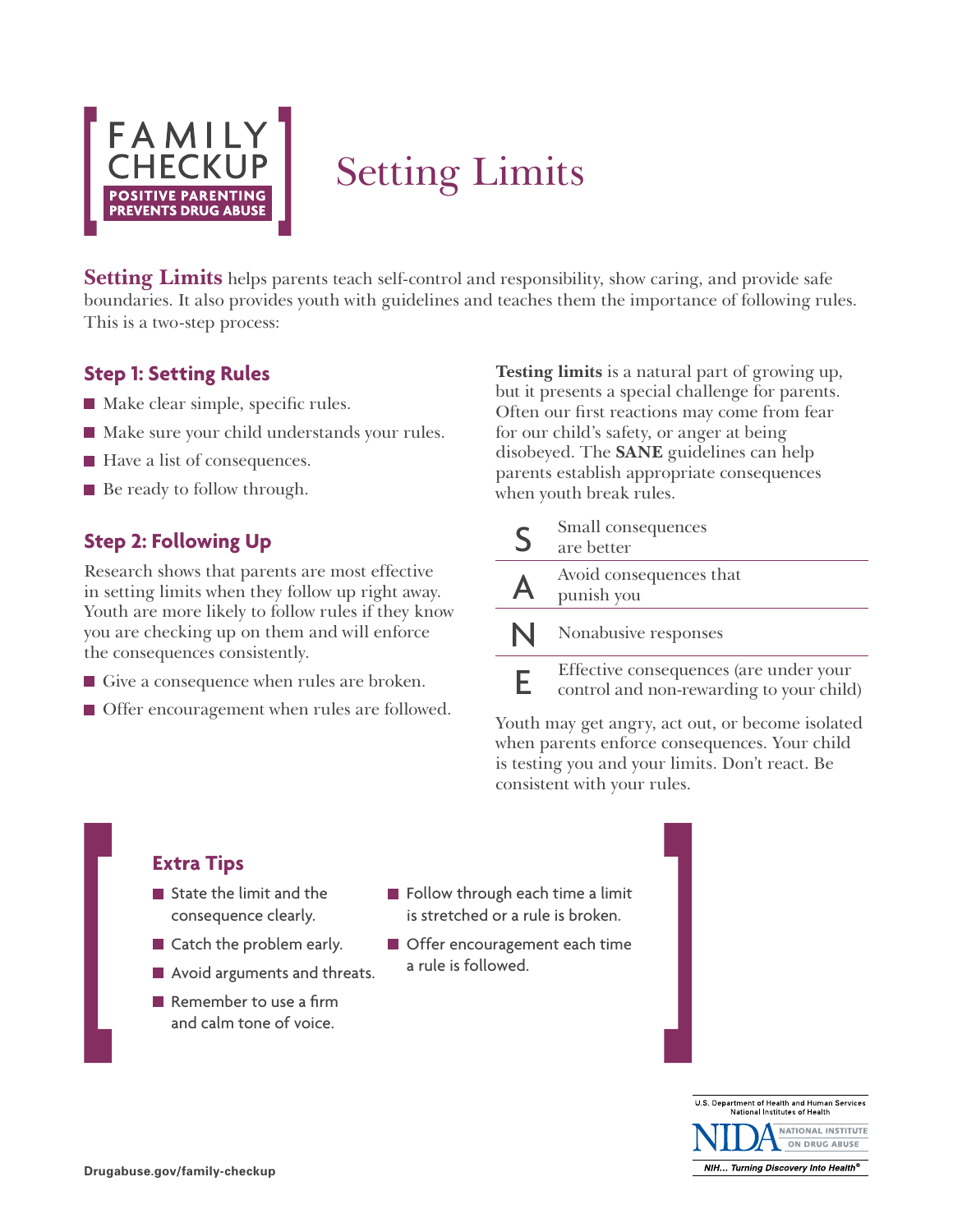FAMILY CHECKUP

POSITIVE PARENTING PREVENTS DRUG ABUSE

# Setting Limits

**Setting Limits** helps parents teach self-control and responsibility, show caring, and provide safe boundaries. It also provides youth with guidelines and teaches them the importance of following rules. This is a two-step process:

## Step 1: Setting Rules

- Make clear simple, specific rules.
- Make sure your child understands your rules.
- Have a list of consequences.
- Be ready to follow through.

## Step 2: Following Up

Research shows that parents are most effective in setting limits when they follow up right away. Youth are more likely to follow rules if they know you are checking up on them and will enforce the consequences consistently.

- Give a consequence when rules are broken.
- Offer encouragement when rules are followed.

**Testing limits** is a natural part of growing up, but it presents a special challenge for parents. Often our first reactions may come from fear for our child's safety, or anger at being disobeyed. The **SANE** guidelines can help parents establish appropriate consequences when youth break rules.

- **S** — Small consequences are better
- **A** — Avoid consequences that punish you
- **N** — Nonabusive responses
- **E** — Effective consequences (are under your control and non-rewarding to your child)

Youth may get angry, act out, or become isolated when parents enforce consequences. Your child is testing you and your limits. Don't react. Be consistent with your rules.

## Extra Tips

- State the limit and the consequence clearly.
- Catch the problem early.
- Avoid arguments and threats.
- Remember to use a firm and calm tone of voice.
- Follow through each time a limit is stretched or a rule is broken.
- Offer encouragement each time a rule is followed.

Drugabuse.gov/family-checkup

U.S. Department of Health and Human Services
National Institutes of Health
NIDA NATIONAL INSTITUTE ON DRUG ABUSE
NIH... Turning Discovery Into Health®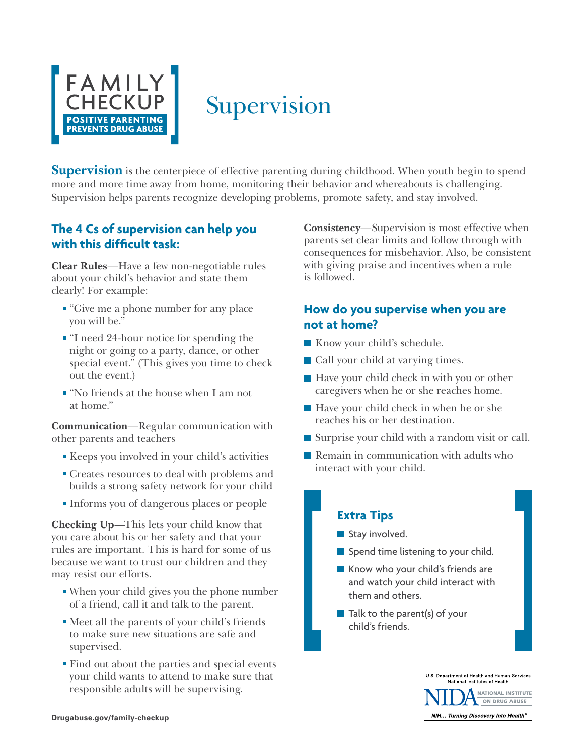FAMILY CHECKUP

POSITIVE PARENTING PREVENTS DRUG ABUSE

# Supervision

**Supervision** is the centerpiece of effective parenting during childhood. When youth begin to spend more and more time away from home, monitoring their behavior and whereabouts is challenging. Supervision helps parents recognize developing problems, promote safety, and stay involved.

## The 4 Cs of supervision can help you with this difficult task:

**Clear Rules**—Have a few non-negotiable rules about your child's behavior and state them clearly! For example:

- "Give me a phone number for any place you will be."
- "I need 24-hour notice for spending the night or going to a party, dance, or other special event." (This gives you time to check out the event.)
- "No friends at the house when I am not at home."

**Communication**—Regular communication with other parents and teachers

- Keeps you involved in your child's activities
- Creates resources to deal with problems and builds a strong safety network for your child
- Informs you of dangerous places or people

**Checking Up**—This lets your child know that you care about his or her safety and that your rules are important. This is hard for some of us because we want to trust our children and they may resist our efforts.

- When your child gives you the phone number of a friend, call it and talk to the parent.
- Meet all the parents of your child's friends to make sure new situations are safe and supervised.
- Find out about the parties and special events your child wants to attend to make sure that responsible adults will be supervising.

**Consistency**—Supervision is most effective when parents set clear limits and follow through with consequences for misbehavior. Also, be consistent with giving praise and incentives when a rule is followed.

## How do you supervise when you are not at home?

- Know your child's schedule.
- Call your child at varying times.
- Have your child check in with you or other caregivers when he or she reaches home.
- Have your child check in when he or she reaches his or her destination.
- Surprise your child with a random visit or call.
- Remain in communication with adults who interact with your child.

### Extra Tips

- Stay involved.
- Spend time listening to your child.
- Know who your child's friends are and watch your child interact with them and others.
- Talk to the parent(s) of your child's friends.

Drugabuse.gov/family-checkup

U.S. Department of Health and Human Services
National Institutes of Health
NIDA NATIONAL INSTITUTE ON DRUG ABUSE
NIH... Turning Discovery Into Health®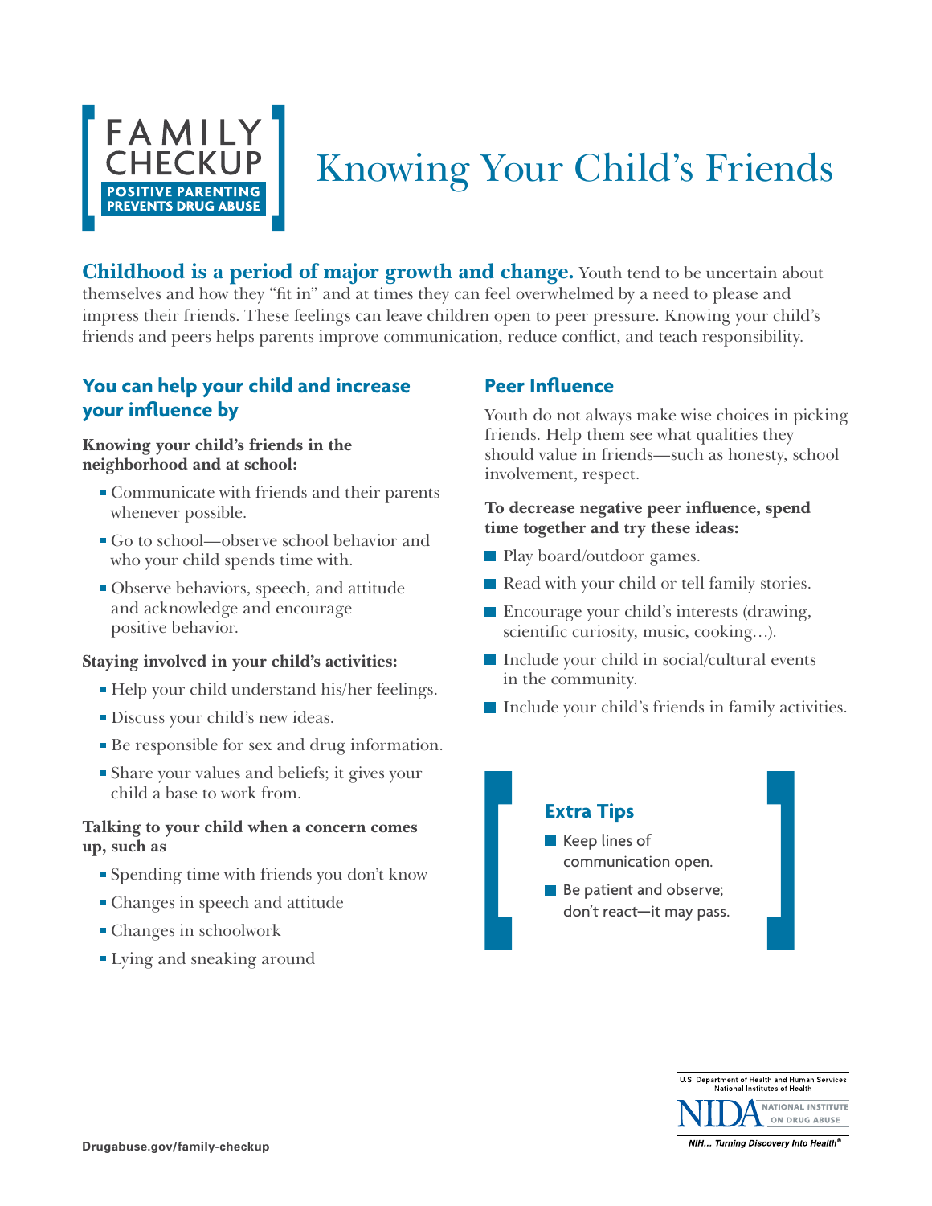FAMILY CHECKUP

POSITIVE PARENTING PREVENTS DRUG ABUSE

# Knowing Your Child's Friends

**Childhood is a period of major growth and change.** Youth tend to be uncertain about themselves and how they "fit in" and at times they can feel overwhelmed by a need to please and impress their friends. These feelings can leave children open to peer pressure. Knowing your child's friends and peers helps parents improve communication, reduce conflict, and teach responsibility.

## You can help your child and increase your influence by

**Knowing your child's friends in the neighborhood and at school:**

- Communicate with friends and their parents whenever possible.
- Go to school—observe school behavior and who your child spends time with.
- Observe behaviors, speech, and attitude and acknowledge and encourage positive behavior.

**Staying involved in your child's activities:**

- Help your child understand his/her feelings.
- Discuss your child's new ideas.
- Be responsible for sex and drug information.
- Share your values and beliefs; it gives your child a base to work from.

**Talking to your child when a concern comes up, such as**

- Spending time with friends you don't know
- Changes in speech and attitude
- Changes in schoolwork
- Lying and sneaking around

## Peer Influence

Youth do not always make wise choices in picking friends. Help them see what qualities they should value in friends—such as honesty, school involvement, respect.

**To decrease negative peer influence, spend time together and try these ideas:**

- Play board/outdoor games.
- Read with your child or tell family stories.
- Encourage your child's interests (drawing, scientific curiosity, music, cooking…).
- Include your child in social/cultural events in the community.
- Include your child's friends in family activities.

## Extra Tips

- Keep lines of communication open.
- Be patient and observe; don't react—it may pass.

Drugabuse.gov/family-checkup

U.S. Department of Health and Human Services
National Institutes of Health
NIDA National Institute on Drug Abuse
NIH... Turning Discovery Into Health®